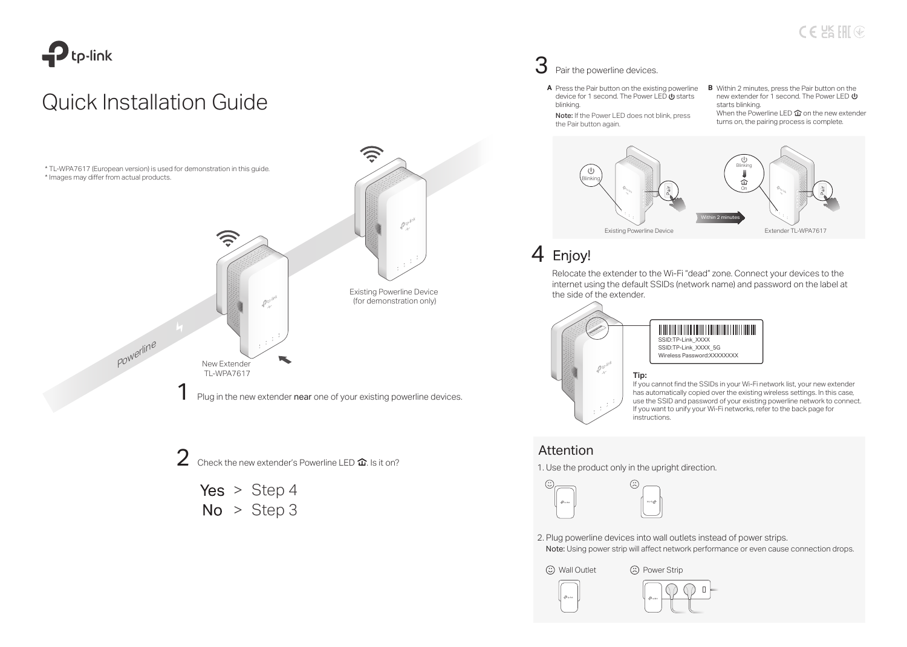# Quick Installation Guide

\* TL-WPA7617 (European version) is used for demonstration in this guide.
\* Images may differ from actual products.

Powerline

Existing Powerline Device (for demonstration only)

New Extender TL-WPA7617

## 1

Plug in the new extender **near** one of your existing powerline devices.

## 2

Check the new extender's Powerline LED. Is it on?

**Yes** > Step 4
**No** > Step 3

## 3

Pair the powerline devices.

**A** Press the Pair button on the existing powerline device for 1 second. The Power LED starts blinking.

**Note:** If the Power LED does not blink, press the Pair button again.

**B** Within 2 minutes, press the Pair button on the new extender for 1 second. The Power LED starts blinking.
When the Powerline LED on the new extender turns on, the pairing process is complete.

Blinking — Pair — Existing Powerline Device — Within 2 minutes — Blinking — On — Pair — Extender TL-WPA7617

## 4 Enjoy!

Relocate the extender to the Wi-Fi "dead" zone. Connect your devices to the internet using the default SSIDs (network name) and password on the label at the side of the extender.

SSID:TP-Link_XXXX
SSID:TP-Link_XXXX_5G
Wireless Password:XXXXXXXX

**Tip:**
If you cannot find the SSIDs in your Wi-Fi network list, your new extender has automatically copied over the existing wireless settings. In this case, use the SSID and password of your existing powerline network to connect. If you want to unify your Wi-Fi networks, refer to the back page for instructions.

## Attention

1. Use the product only in the upright direction.

2. Plug powerline devices into wall outlets instead of power strips.
**Note:** Using power strip will affect network performance or even cause connection drops.

Wall Outlet — Power Strip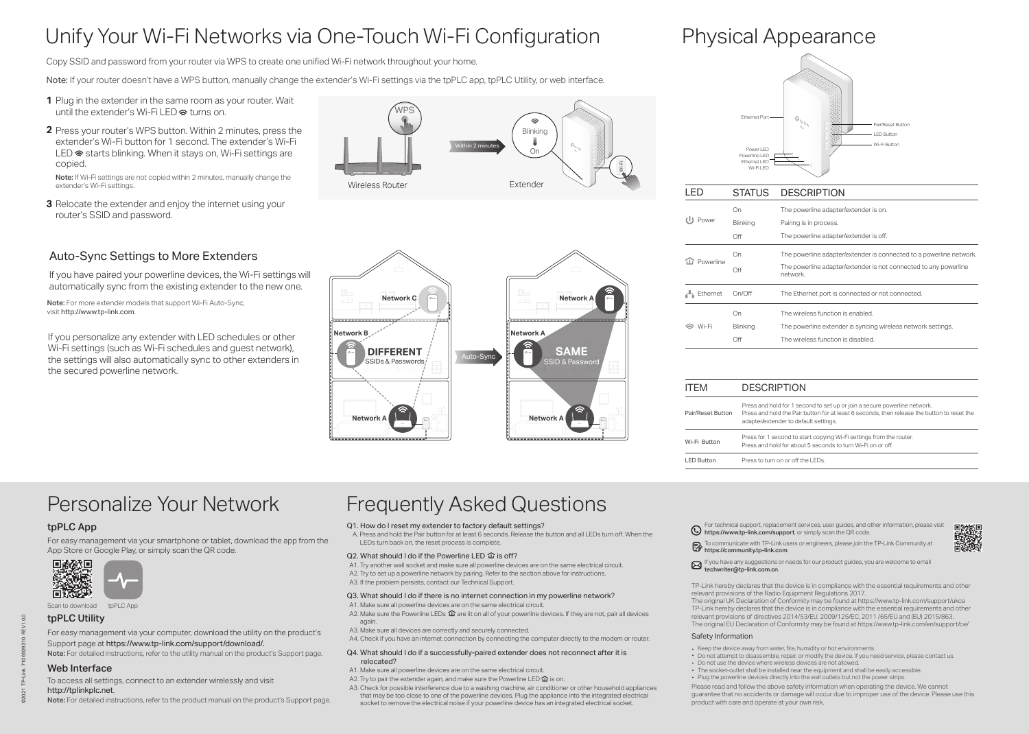# Unify Your Wi-Fi Networks via One-Touch Wi-Fi Configuration

Copy SSID and password from your router via WPS to create one unified Wi-Fi network throughout your home.

Note: If your router doesn't have a WPS button, manually change the extender's Wi-Fi settings via the tpPLC app, tpPLC Utility, or web interface.

1. Plug in the extender in the same room as your router. Wait until the extender's Wi-Fi LED turns on.
2. Press your router's WPS button. Within 2 minutes, press the extender's Wi-Fi button for 1 second. The extender's Wi-Fi LED starts blinking. When it stays on, Wi-Fi settings are copied.

   Note: If Wi-Fi settings are not copied within 2 minutes, manually change the extender's Wi-Fi settings.
3. Relocate the extender and enjoy the internet using your router's SSID and password.

WPS
Within 2 minutes
Blinking
On
Wi-Fi
Wireless Router
Extender

## Auto-Sync Settings to More Extenders

If you have paired your powerline devices, the Wi-Fi settings will automatically sync from the existing extender to the new one.

Note: For more extender models that support Wi-Fi Auto-Sync, visit http://www.tp-link.com.

If you personalize any extender with LED schedules or other Wi-Fi settings (such as Wi-Fi schedules and guest network), the settings will also automatically sync to other extenders in the secured powerline network.

Network C
Network B
DIFFERENT
SSIDs & Passwords
Network A
Auto-Sync
Network A
Network A
SAME
SSID & Password
Network A

# Physical Appearance

Ethernet Port
Pair/Reset Button
LED Button
Wi-Fi Button
Power LED
Powerline LED
Ethernet LED
Wi-Fi LED

| LED | STATUS | DESCRIPTION |
|---|---|---|
| Power | On | The powerline adapter/extender is on. |
| | Blinking | Pairing is in process. |
| | Off | The powerline adapter/extender is off. |
| Powerline | On | The powerline adapter/extender is connected to a powerline network. |
| | Off | The powerline adapter/extender is not connected to any powerline network. |
| Ethernet | On/Off | The Ethernet port is connected or not connected. |
| Wi-Fi | On | The wireless function is enabled. |
| | Blinking | The powerline extender is syncing wireless network settings. |
| | Off | The wireless function is disabled. |

| ITEM | DESCRIPTION |
|---|---|
| Pair/Reset Button | Press and hold for 1 second to set up or join a secure powerline network. Press and hold the Pair button for at least 6 seconds, then release the button to reset the adapter/extender to default settings. |
| Wi-Fi Button | Press for 1 second to start copying Wi-Fi settings from the router. Press and hold for about 5 seconds to turn Wi-Fi on or off. |
| LED Button | Press to turn on or off the LEDs. |

# Personalize Your Network

### tpPLC App

For easy management via your smartphone or tablet, download the app from the App Store or Google Play, or simply scan the QR code.

Scan to download tpPLC App

### tpPLC Utility

For easy management via your computer, download the utility on the product's Support page at https://www.tp-link.com/support/download/.

Note: For detailed instructions, refer to the utility manual on the product's Support page.

### Web Interface

To access all settings, connect to an extender wirelessly and visit http://tplinkplc.net.

Note: For detailed instructions, refer to the product manual on the product's Support page.

©2021 TP-Link 7106509310 REV1.0.0

# Frequently Asked Questions

Q1. How do I reset my extender to factory default settings?

A. Press and hold the Pair button for at least 6 seconds. Release the button and all LEDs turn off. When the LEDs turn back on, the reset process is complete.

Q2. What should I do if the Powerline LED is off?

A1. Try another wall socket and make sure all powerline devices are on the same electrical circuit.
A2. Try to set up a powerline network by pairing. Refer to the section above for instructions.
A3. If the problem persists, contact our Technical Support.

Q3. What should I do if there is no internet connection in my powerline network?

A1. Make sure all powerline devices are on the same electrical circuit.
A2. Make sure the Powerline LEDs are lit on all of your powerline devices. If they are not, pair all devices again.
A3. Make sure all devices are correctly and securely connected.
A4. Check if you have an internet connection by connecting the computer directly to the modem or router.

Q4. What should I do if a successfully-paired extender does not reconnect after it is relocated?

A1. Make sure all powerline devices are on the same electrical circuit.
A2. Try to pair the extender again, and make sure the Powerline LED is on.
A3. Check for possible interference due to a washing machine, air conditioner or other household appliances that may be too close to one of the powerline devices. Plug the appliance into the integrated electrical socket to remove the electrical noise if your powerline device has an integrated electrical socket.

For technical support, replacement services, user guides, and other information, please visit https://www.tp-link.com/support, or simply scan the QR code.

To communicate with TP-Link users or engineers, please join the TP-Link Community at https://community.tp-link.com.

If you have any suggestions or needs for our product guides, you are welcome to email techwriter@tp-link.com.cn.

TP-Link hereby declares that the device is in compliance with the essential requirements and other relevant provisions of the Radio Equipment Regulations 2017.
The original UK Declaration of Conformity may be found at https://www.tp-link.com/support/ukca
TP-Link hereby declares that the device is in compliance with the essential requirements and other relevant provisions of directives 2014/53/EU, 2009/125/EC, 2011/65/EU and (EU) 2015/863.
The original EU Declaration of Conformity may be found at https://www.tp-link.com/en/support/ce/

### Safety Information

- Keep the device away from water, fire, humidity or hot environments.
- Do not attempt to disassemble, repair, or modify the device. If you need service, please contact us.
- Do not use the device where wireless devices are not allowed.
- The socket-outlet shall be installed near the equipment and shall be easily accessible.
- Plug the powerline devices directly into the wall outlets but not the power strips.

Please read and follow the above safety information when operating the device. We cannot guarantee that no accidents or damage will occur due to improper use of the device. Please use this product with care and operate at your own risk.